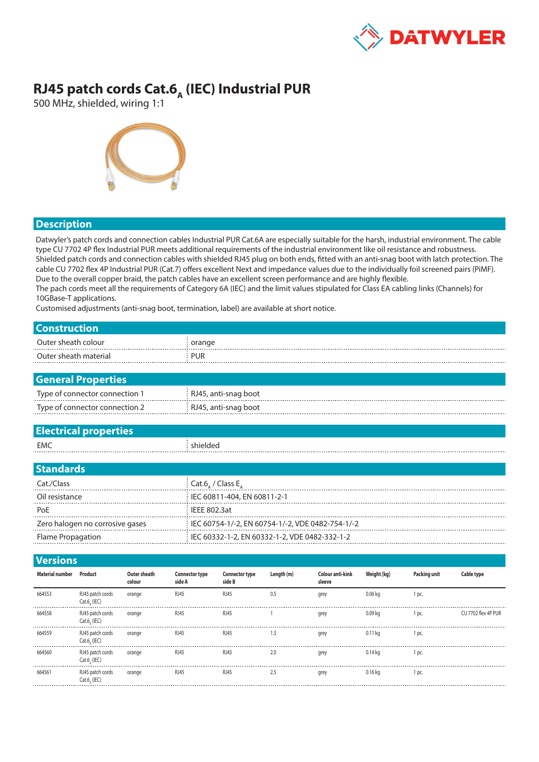# RJ45 patch cords Cat.6$_A$ (IEC) Industrial PUR

500 MHz, shielded, wiring 1:1

## Description

Datwyler's patch cords and connection cables Industrial PUR Cat.6A are especially suitable for the harsh, industrial environment. The cable type CU 7702 4P flex Industrial PUR meets additional requirements of the industrial environment like oil resistance and robustness. Shielded patch cords and connection cables with shielded RJ45 plug on both ends, fitted with an anti-snag boot with latch protection. The cable CU 7702 flex 4P Industrial PUR (Cat.7) offers excellent Next and impedance values due to the individually foil screened pairs (PiMF). Due to the overall copper braid, the patch cables have an excellent screen performance and are highly flexible.
The pach cords meet all the requirements of Category 6A (IEC) and the limit values stipulated for Class EA cabling links (Channels) for 10GBase-T applications.
Customised adjustments (anti-snag boot, termination, label) are available at short notice.

## Construction

| | |
|---|---|
| Outer sheath colour | orange |
| Outer sheath material | PUR |

## General Properties

| | |
|---|---|
| Type of connector connection 1 | RJ45, anti-snag boot |
| Type of connector connection 2 | RJ45, anti-snag boot |

## Electrical properties

| | |
|---|---|
| EMC | shielded |

## Standards

| | |
|---|---|
| Cat./Class | Cat.6$_A$ / Class E$_A$ |
| Oil resistance | IEC 60811-404, EN 60811-2-1 |
| PoE | IEEE 802.3at |
| Zero halogen no corrosive gases | IEC 60754-1/-2, EN 60754-1/-2, VDE 0482-754-1/-2 |
| Flame Propagation | IEC 60332-1-2, EN 60332-1-2, VDE 0482-332-1-2 |

## Versions

| Material number | Product | Outer sheath colour | Connector type side A | Connector type side B | Length (m) | Colour anti-kink sleeve | Weight [kg] | Packing unit | Cable type |
|---|---|---|---|---|---|---|---|---|---|
| 664553 | RJ45 patch cords Cat.6$_A$ (IEC) | orange | RJ45 | RJ45 | 0.5 | grey | 0.06 kg | 1 pc. | |
| 664558 | RJ45 patch cords Cat.6$_A$ (IEC) | orange | RJ45 | RJ45 | 1 | grey | 0.09 kg | 1 pc. | CU 7702 flex 4P PUR |
| 664559 | RJ45 patch cords Cat.6$_A$ (IEC) | orange | RJ45 | RJ45 | 1.5 | grey | 0.11 kg | 1 pc. | |
| 664560 | RJ45 patch cords Cat.6$_A$ (IEC) | orange | RJ45 | RJ45 | 2.0 | grey | 0.14 kg | 1 pc. | |
| 664561 | RJ45 patch cords Cat.6$_A$ (IEC) | orange | RJ45 | RJ45 | 2.5 | grey | 0.16 kg | 1 pc. | |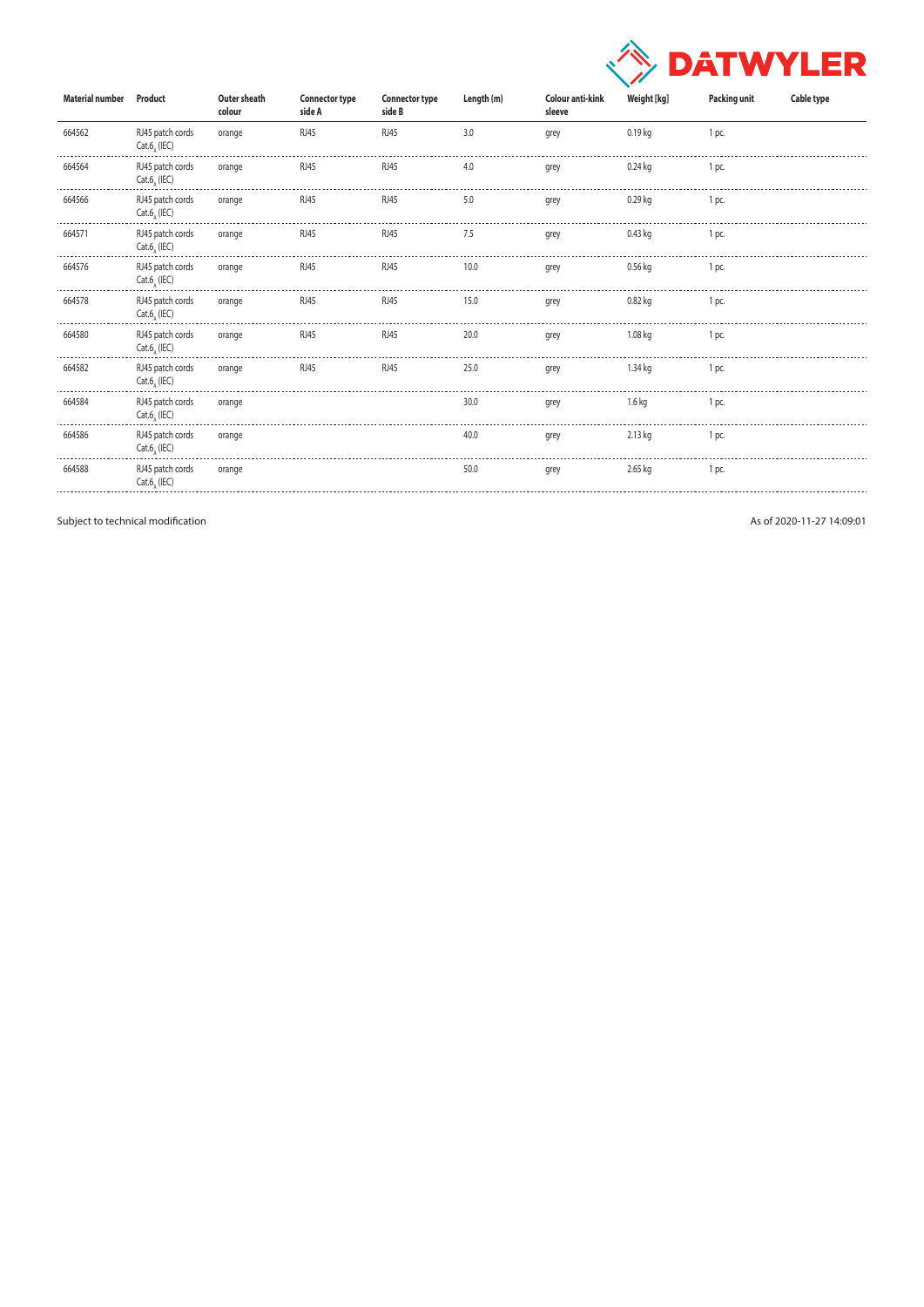| Material number | Product | Outer sheath colour | Connector type side A | Connector type side B | Length (m) | Colour anti-kink sleeve | Weight [kg] | Packing unit | Cable type |
|---|---|---|---|---|---|---|---|---|---|
| 664562 | RJ45 patch cords $Cat.6_A$ (IEC) | orange | RJ45 | RJ45 | 3.0 | grey | 0.19 kg | 1 pc. | |
| 664564 | RJ45 patch cords $Cat.6_A$ (IEC) | orange | RJ45 | RJ45 | 4.0 | grey | 0.24 kg | 1 pc. | |
| 664566 | RJ45 patch cords $Cat.6_A$ (IEC) | orange | RJ45 | RJ45 | 5.0 | grey | 0.29 kg | 1 pc. | |
| 664571 | RJ45 patch cords $Cat.6_A$ (IEC) | orange | RJ45 | RJ45 | 7.5 | grey | 0.43 kg | 1 pc. | |
| 664576 | RJ45 patch cords $Cat.6_A$ (IEC) | orange | RJ45 | RJ45 | 10.0 | grey | 0.56 kg | 1 pc. | |
| 664578 | RJ45 patch cords $Cat.6_A$ (IEC) | orange | RJ45 | RJ45 | 15.0 | grey | 0.82 kg | 1 pc. | |
| 664580 | RJ45 patch cords $Cat.6_A$ (IEC) | orange | RJ45 | RJ45 | 20.0 | grey | 1.08 kg | 1 pc. | |
| 664582 | RJ45 patch cords $Cat.6_A$ (IEC) | orange | RJ45 | RJ45 | 25.0 | grey | 1.34 kg | 1 pc. | |
| 664584 | RJ45 patch cords $Cat.6_A$ (IEC) | orange | | | 30.0 | grey | 1.6 kg | 1 pc. | |
| 664586 | RJ45 patch cords $Cat.6_A$ (IEC) | orange | | | 40.0 | grey | 2.13 kg | 1 pc. | |
| 664588 | RJ45 patch cords $Cat.6_A$ (IEC) | orange | | | 50.0 | grey | 2.65 kg | 1 pc. | |

Subject to technical modification

As of 2020-11-27 14:09:01